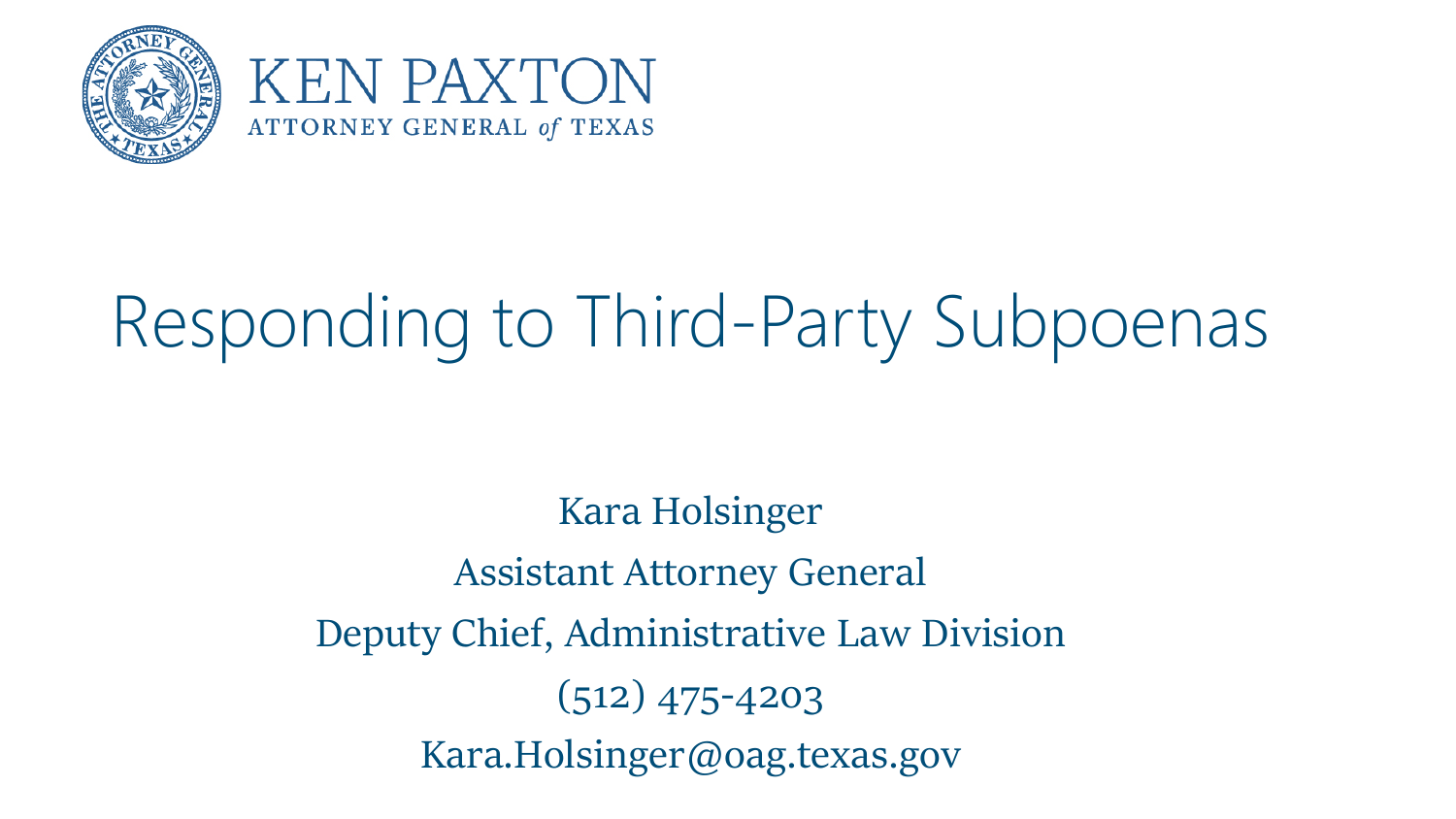KEN PAXTON
ATTORNEY GENERAL *of* TEXAS

# Responding to Third-Party Subpoenas

Kara Holsinger

Assistant Attorney General

Deputy Chief, Administrative Law Division

(512) 475-4203

Kara.Holsinger@oag.texas.gov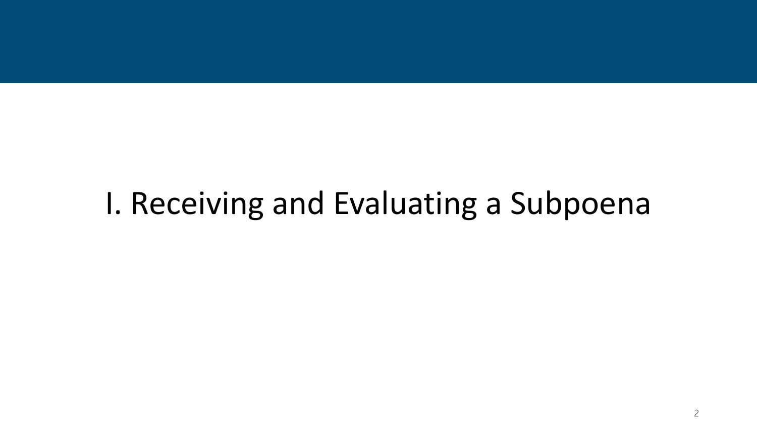# I. Receiving and Evaluating a Subpoena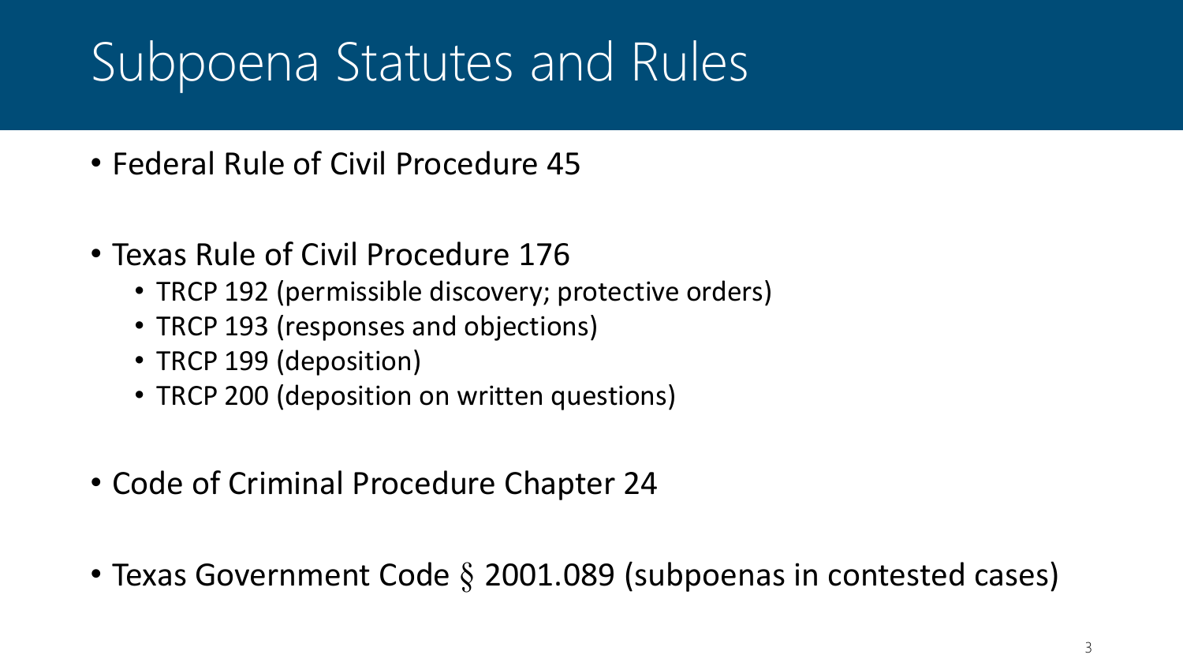# Subpoena Statutes and Rules

- Federal Rule of Civil Procedure 45
- Texas Rule of Civil Procedure 176
  - TRCP 192 (permissible discovery; protective orders)
  - TRCP 193 (responses and objections)
  - TRCP 199 (deposition)
  - TRCP 200 (deposition on written questions)
- Code of Criminal Procedure Chapter 24
- Texas Government Code § 2001.089 (subpoenas in contested cases)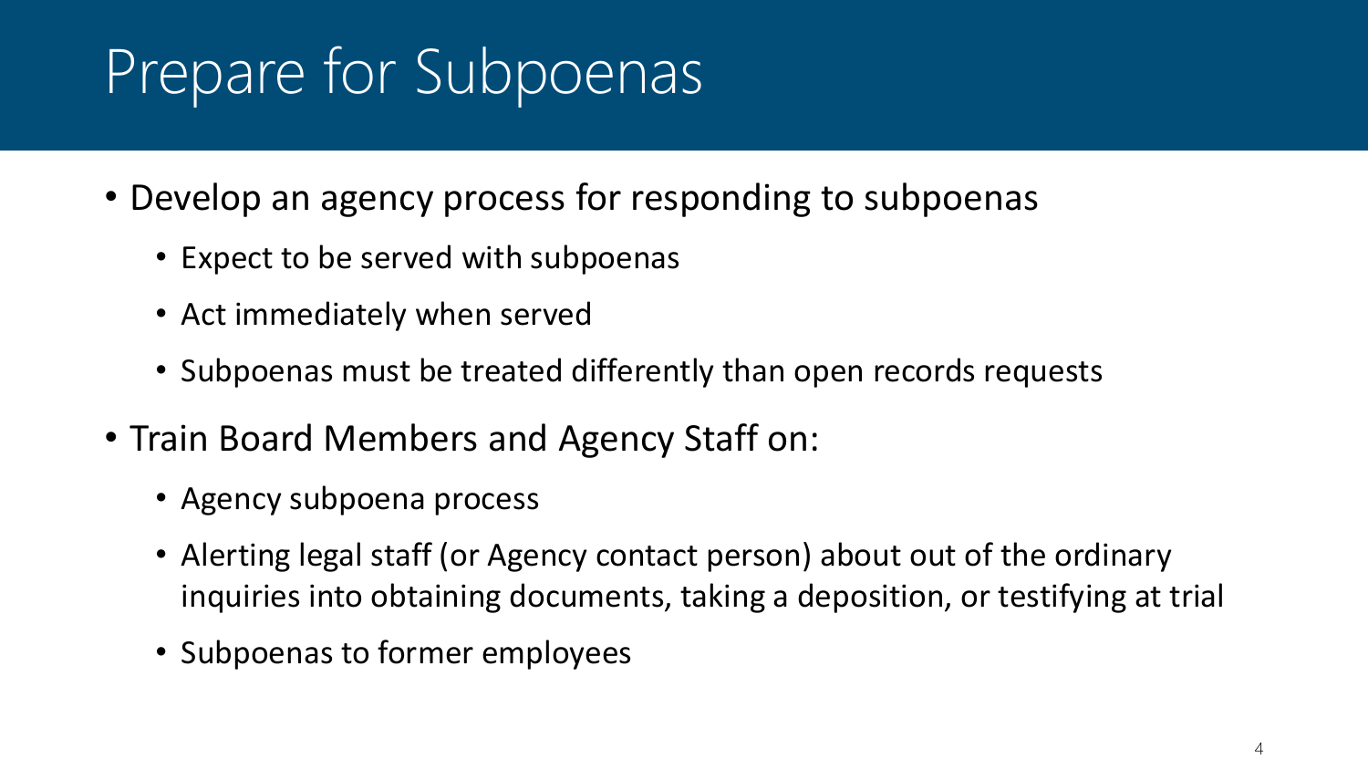# Prepare for Subpoenas

- Develop an agency process for responding to subpoenas
  - Expect to be served with subpoenas
  - Act immediately when served
  - Subpoenas must be treated differently than open records requests
- Train Board Members and Agency Staff on:
  - Agency subpoena process
  - Alerting legal staff (or Agency contact person) about out of the ordinary inquiries into obtaining documents, taking a deposition, or testifying at trial
  - Subpoenas to former employees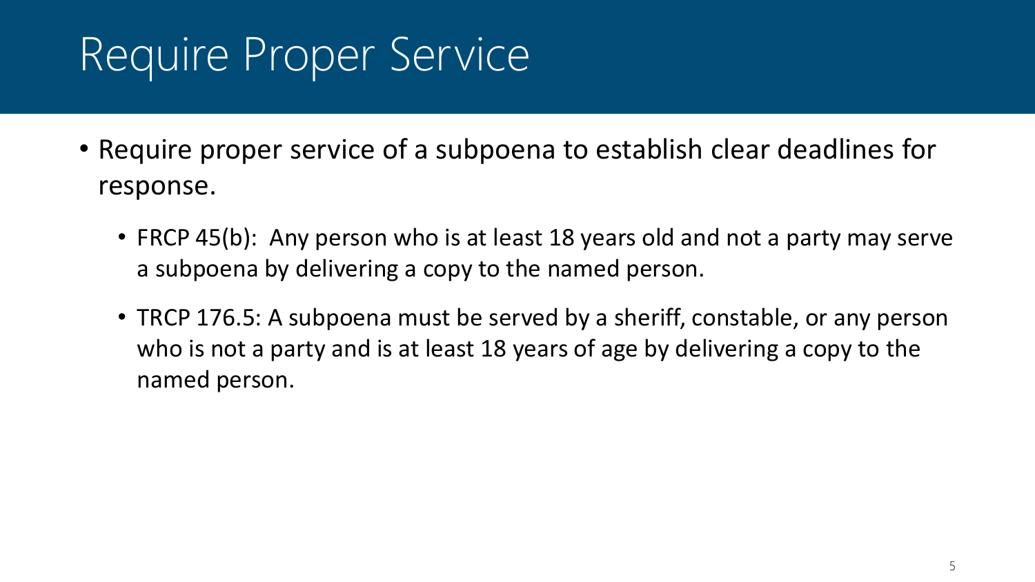# Require Proper Service

- Require proper service of a subpoena to establish clear deadlines for response.
  - FRCP 45(b): Any person who is at least 18 years old and not a party may serve a subpoena by delivering a copy to the named person.
  - TRCP 176.5: A subpoena must be served by a sheriff, constable, or any person who is not a party and is at least 18 years of age by delivering a copy to the named person.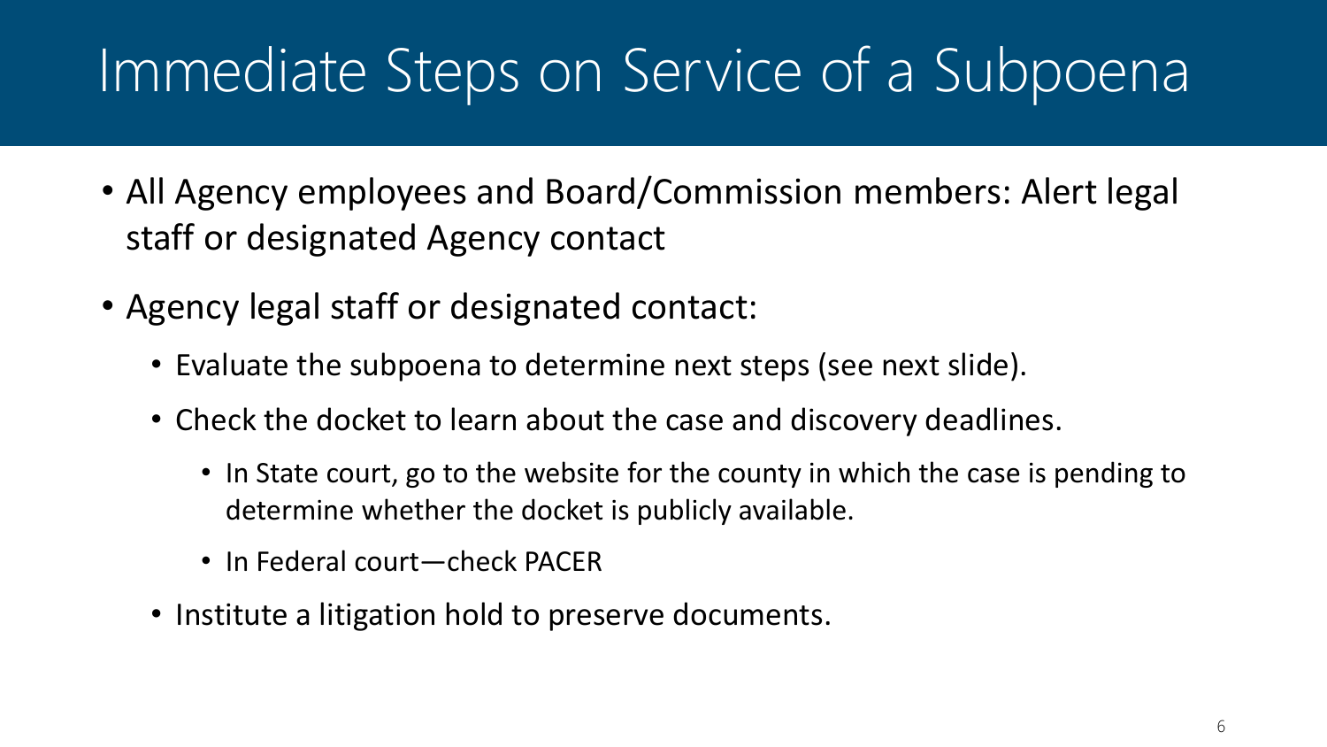# Immediate Steps on Service of a Subpoena

- All Agency employees and Board/Commission members: Alert legal staff or designated Agency contact
- Agency legal staff or designated contact:
  - Evaluate the subpoena to determine next steps (see next slide).
  - Check the docket to learn about the case and discovery deadlines.
    - In State court, go to the website for the county in which the case is pending to determine whether the docket is publicly available.
    - In Federal court—check PACER
  - Institute a litigation hold to preserve documents.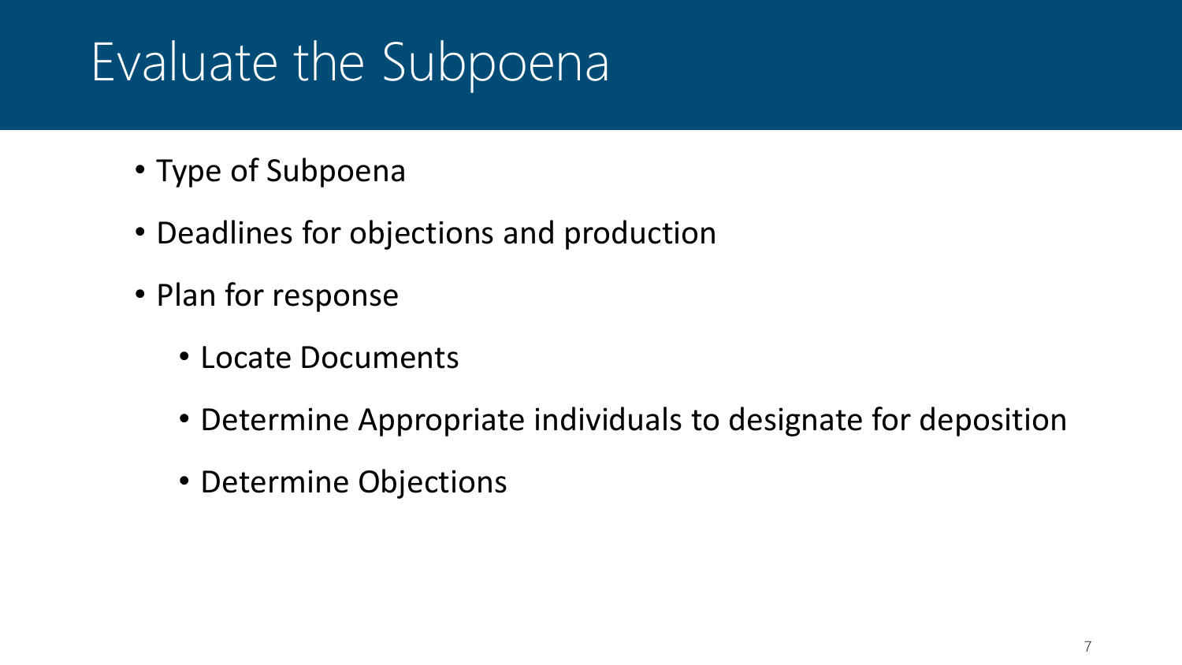# Evaluate the Subpoena

- Type of Subpoena
- Deadlines for objections and production
- Plan for response
  - Locate Documents
  - Determine Appropriate individuals to designate for deposition
  - Determine Objections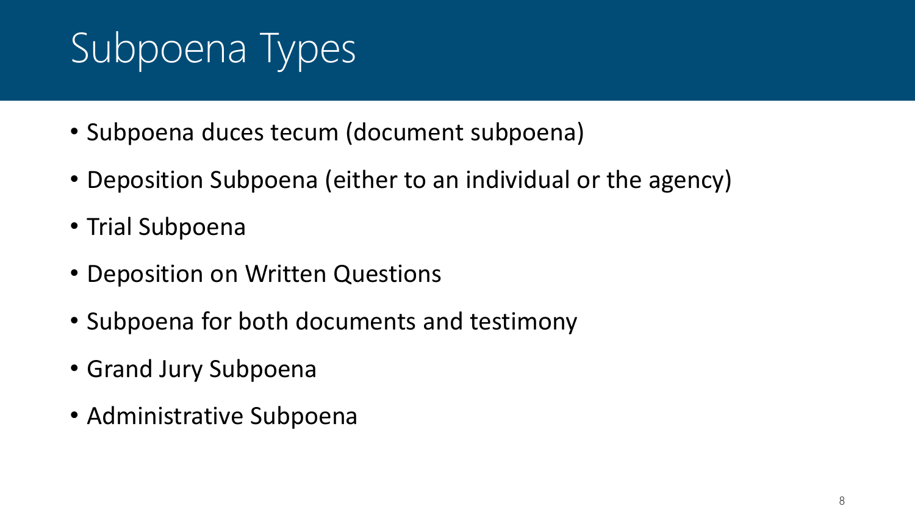# Subpoena Types

- Subpoena duces tecum (document subpoena)
- Deposition Subpoena (either to an individual or the agency)
- Trial Subpoena
- Deposition on Written Questions
- Subpoena for both documents and testimony
- Grand Jury Subpoena
- Administrative Subpoena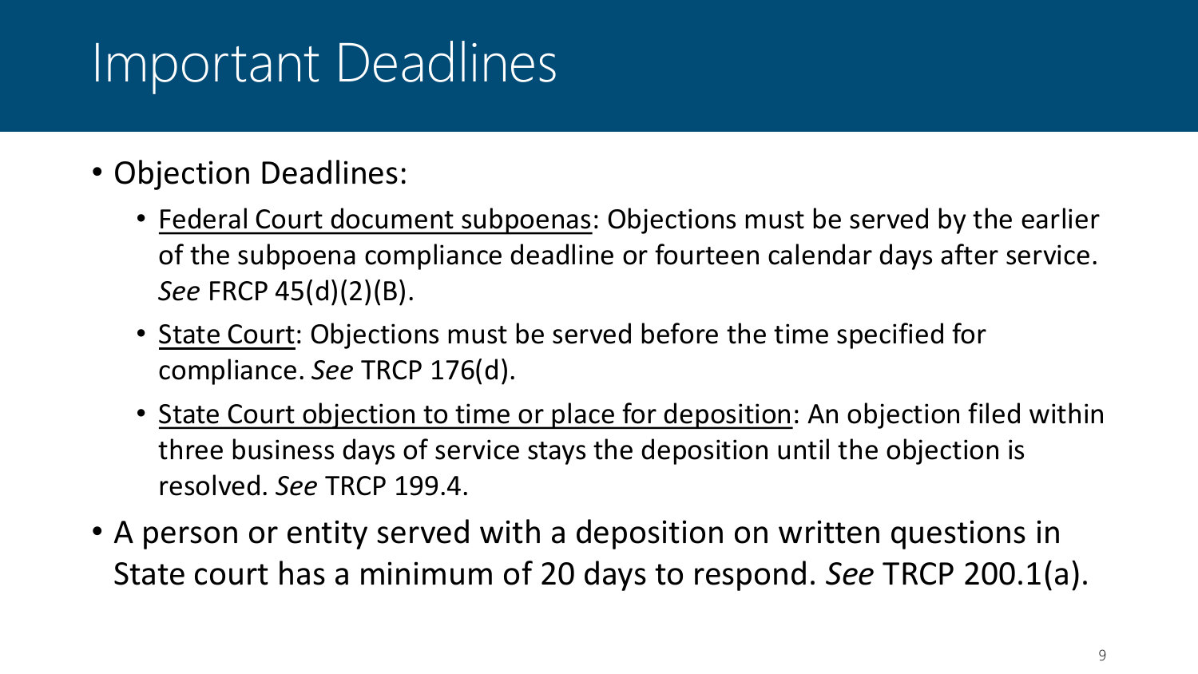# Important Deadlines

- Objection Deadlines:
  - <u>Federal Court document subpoenas</u>: Objections must be served by the earlier of the subpoena compliance deadline or fourteen calendar days after service. *See* FRCP 45(d)(2)(B).
  - <u>State Court</u>: Objections must be served before the time specified for compliance. *See* TRCP 176(d).
  - <u>State Court objection to time or place for deposition</u>: An objection filed within three business days of service stays the deposition until the objection is resolved. *See* TRCP 199.4.
- A person or entity served with a deposition on written questions in State court has a minimum of 20 days to respond. *See* TRCP 200.1(a).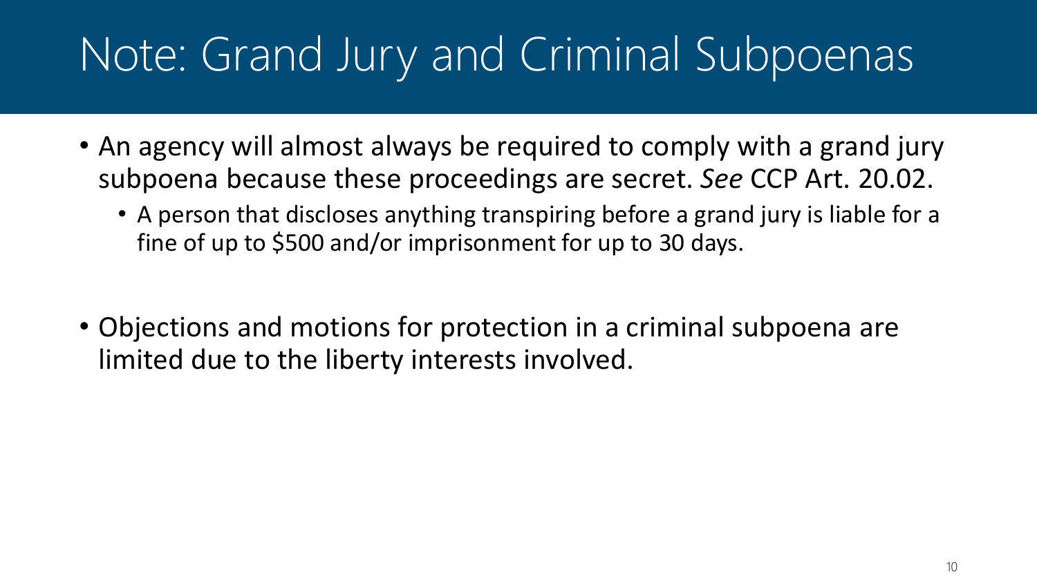# Note: Grand Jury and Criminal Subpoenas

- An agency will almost always be required to comply with a grand jury subpoena because these proceedings are secret. *See* CCP Art. 20.02.
  - A person that discloses anything transpiring before a grand jury is liable for a fine of up to $500 and/or imprisonment for up to 30 days.
- Objections and motions for protection in a criminal subpoena are limited due to the liberty interests involved.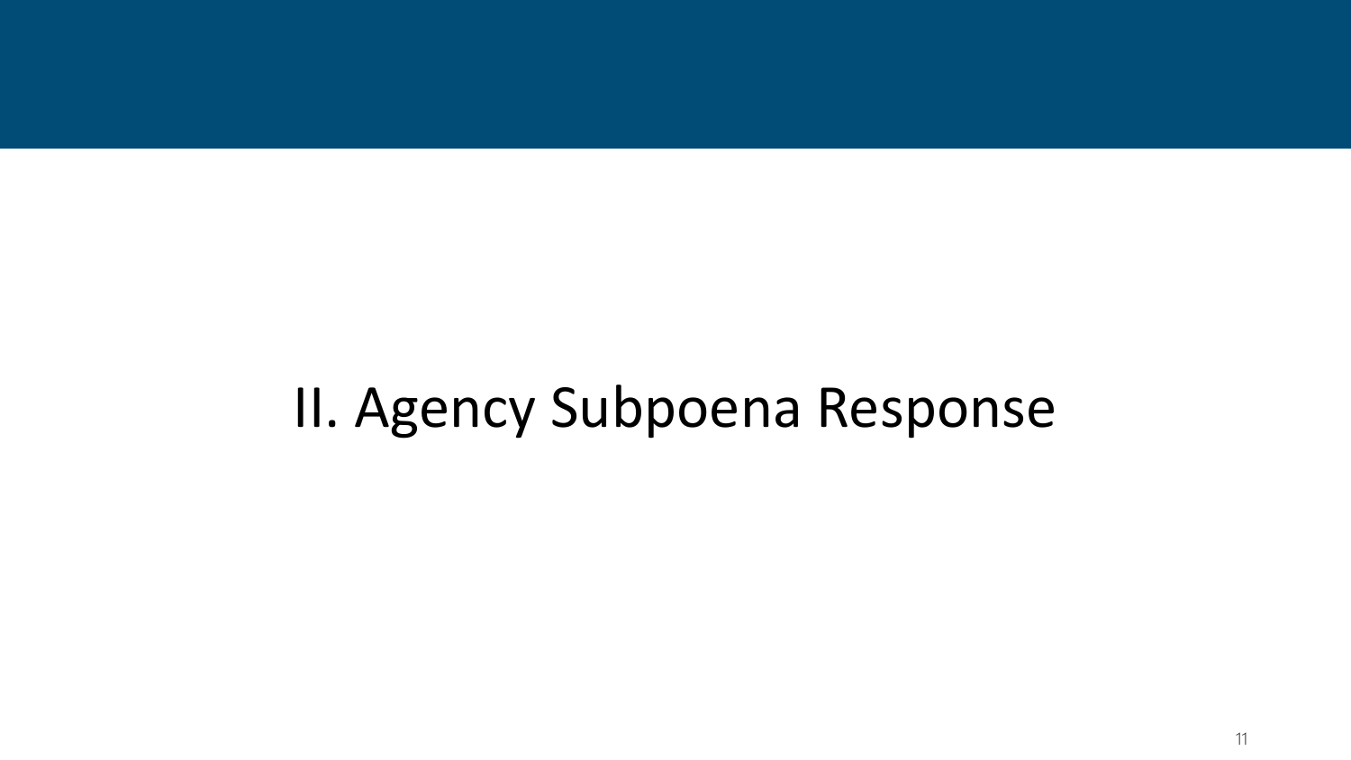# II. Agency Subpoena Response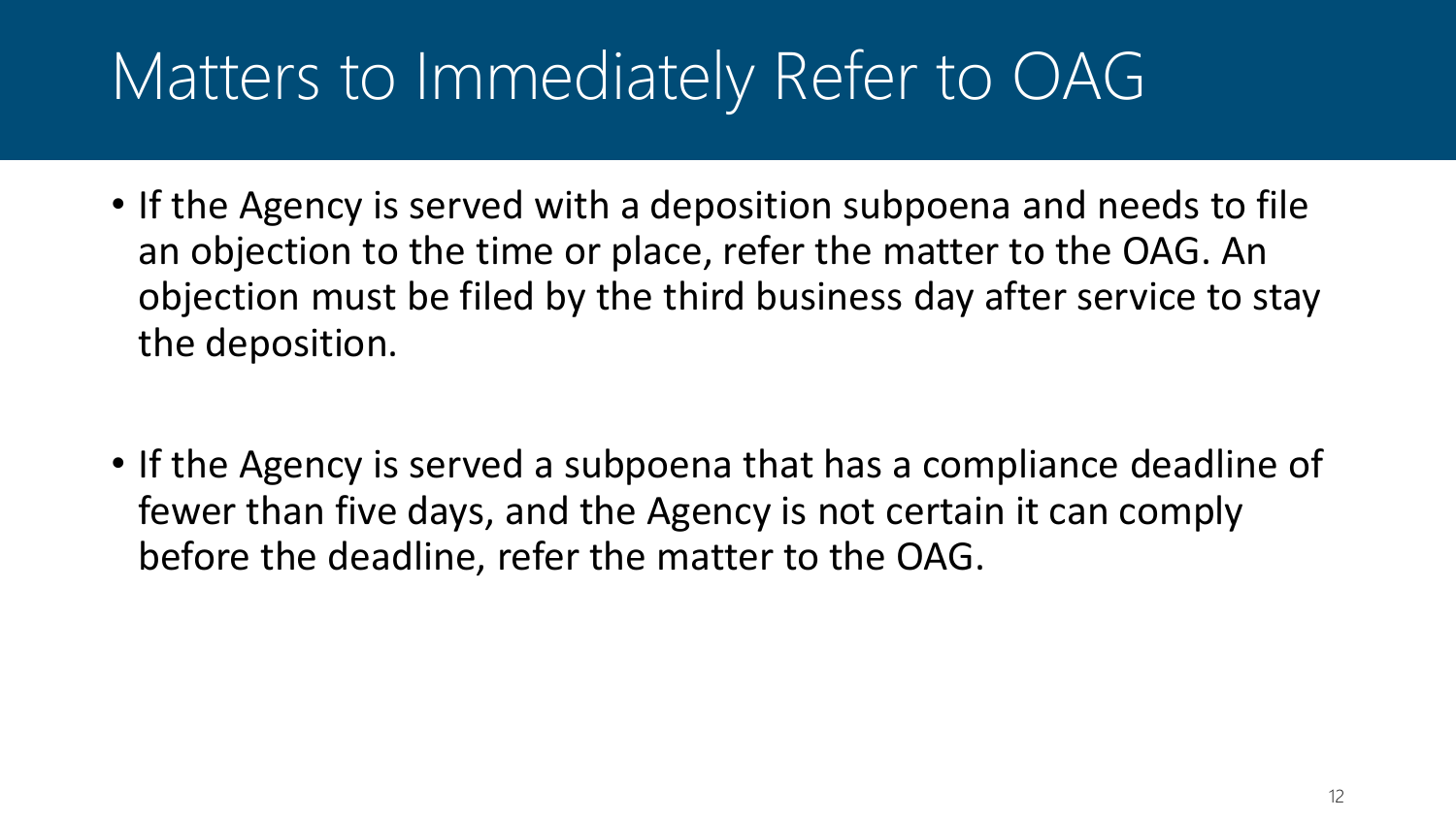# Matters to Immediately Refer to OAG

- If the Agency is served with a deposition subpoena and needs to file an objection to the time or place, refer the matter to the OAG. An objection must be filed by the third business day after service to stay the deposition.

- If the Agency is served a subpoena that has a compliance deadline of fewer than five days, and the Agency is not certain it can comply before the deadline, refer the matter to the OAG.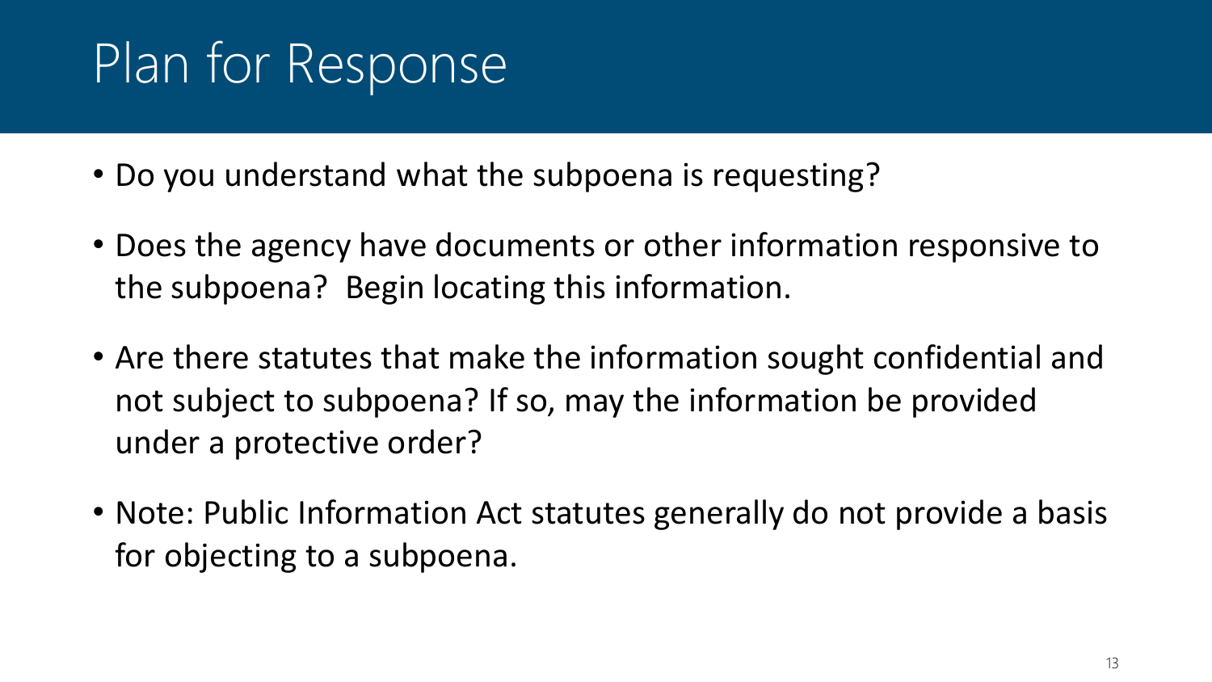# Plan for Response

- Do you understand what the subpoena is requesting?
- Does the agency have documents or other information responsive to the subpoena? Begin locating this information.
- Are there statutes that make the information sought confidential and not subject to subpoena? If so, may the information be provided under a protective order?
- Note: Public Information Act statutes generally do not provide a basis for objecting to a subpoena.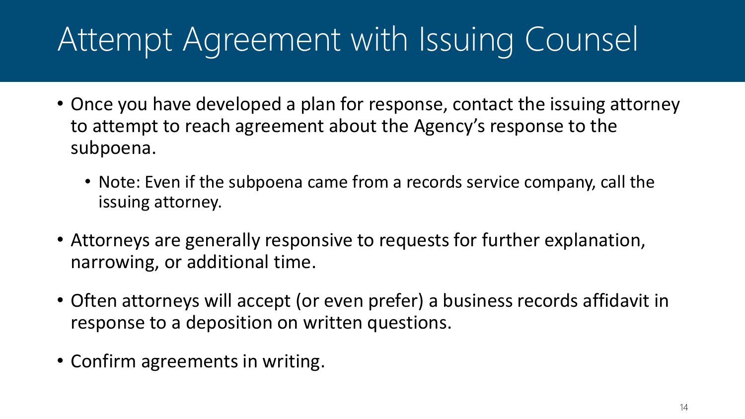# Attempt Agreement with Issuing Counsel

- Once you have developed a plan for response, contact the issuing attorney to attempt to reach agreement about the Agency's response to the subpoena.
  - Note: Even if the subpoena came from a records service company, call the issuing attorney.
- Attorneys are generally responsive to requests for further explanation, narrowing, or additional time.
- Often attorneys will accept (or even prefer) a business records affidavit in response to a deposition on written questions.
- Confirm agreements in writing.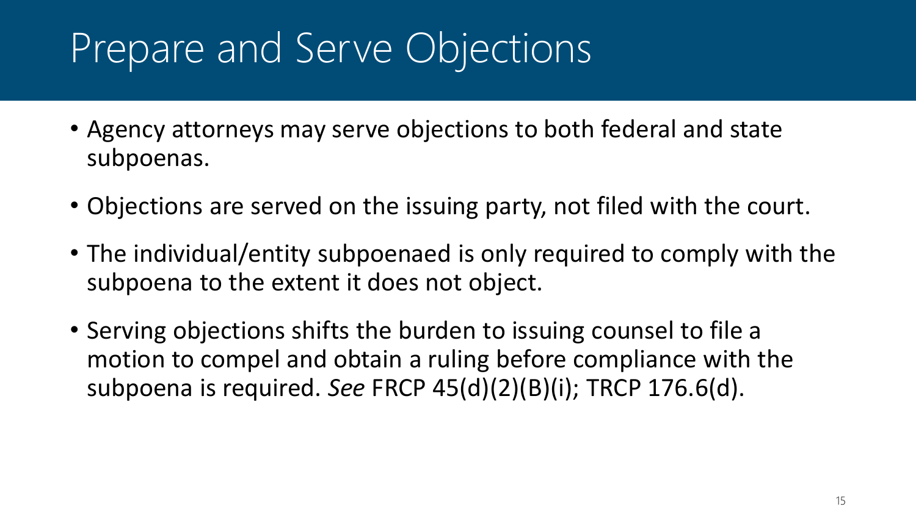# Prepare and Serve Objections

- Agency attorneys may serve objections to both federal and state subpoenas.
- Objections are served on the issuing party, not filed with the court.
- The individual/entity subpoenaed is only required to comply with the subpoena to the extent it does not object.
- Serving objections shifts the burden to issuing counsel to file a motion to compel and obtain a ruling before compliance with the subpoena is required. *See* FRCP 45(d)(2)(B)(i); TRCP 176.6(d).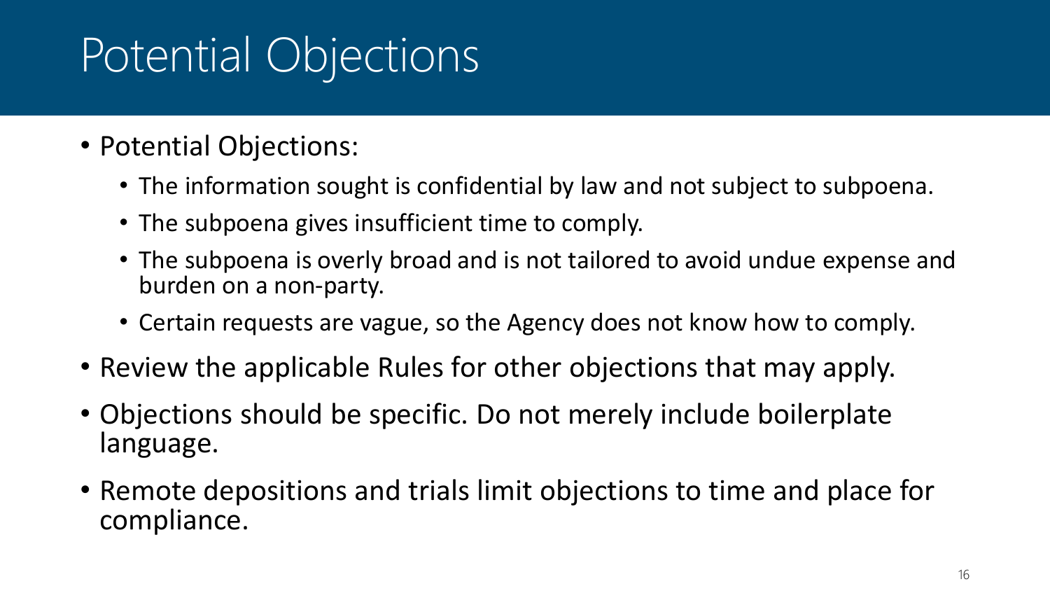# Potential Objections

- Potential Objections:
  - The information sought is confidential by law and not subject to subpoena.
  - The subpoena gives insufficient time to comply.
  - The subpoena is overly broad and is not tailored to avoid undue expense and burden on a non-party.
  - Certain requests are vague, so the Agency does not know how to comply.
- Review the applicable Rules for other objections that may apply.
- Objections should be specific. Do not merely include boilerplate language.
- Remote depositions and trials limit objections to time and place for compliance.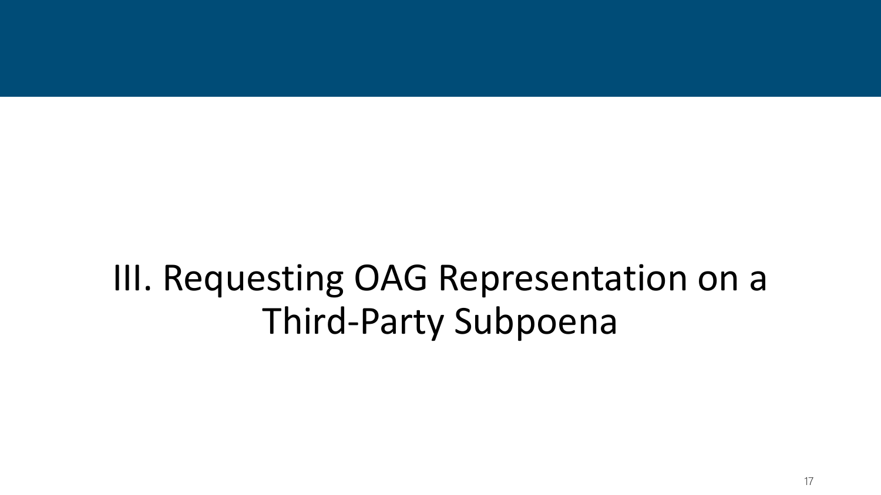# III. Requesting OAG Representation on a Third-Party Subpoena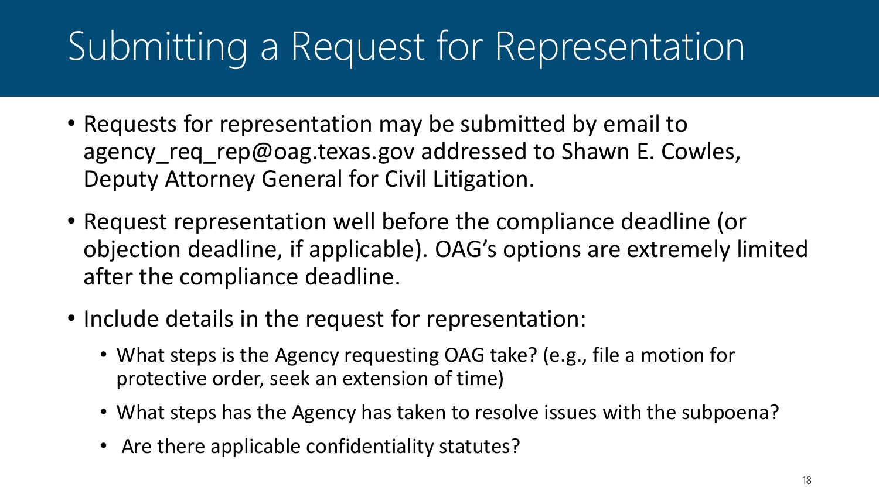# Submitting a Request for Representation

- Requests for representation may be submitted by email to agency_req_rep@oag.texas.gov addressed to Shawn E. Cowles, Deputy Attorney General for Civil Litigation.
- Request representation well before the compliance deadline (or objection deadline, if applicable). OAG's options are extremely limited after the compliance deadline.
- Include details in the request for representation:
  - What steps is the Agency requesting OAG take? (e.g., file a motion for protective order, seek an extension of time)
  - What steps has the Agency has taken to resolve issues with the subpoena?
  - Are there applicable confidentiality statutes?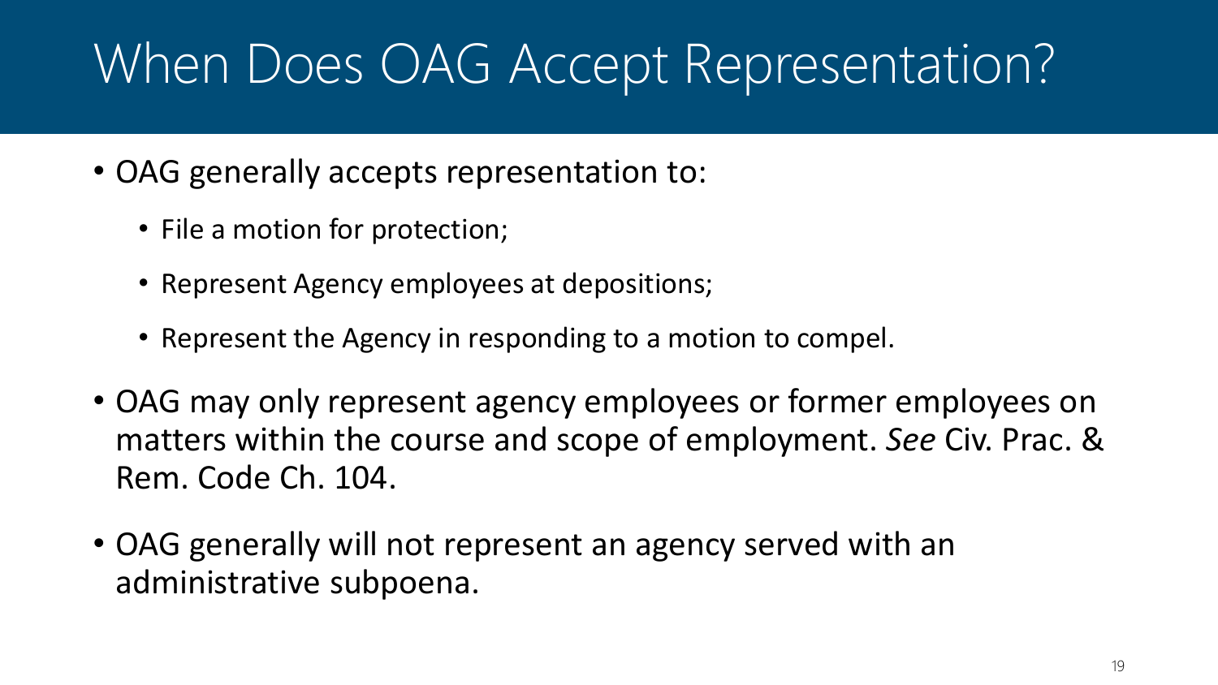# When Does OAG Accept Representation?

- OAG generally accepts representation to:
  - File a motion for protection;
  - Represent Agency employees at depositions;
  - Represent the Agency in responding to a motion to compel.
- OAG may only represent agency employees or former employees on matters within the course and scope of employment. *See* Civ. Prac. & Rem. Code Ch. 104.
- OAG generally will not represent an agency served with an administrative subpoena.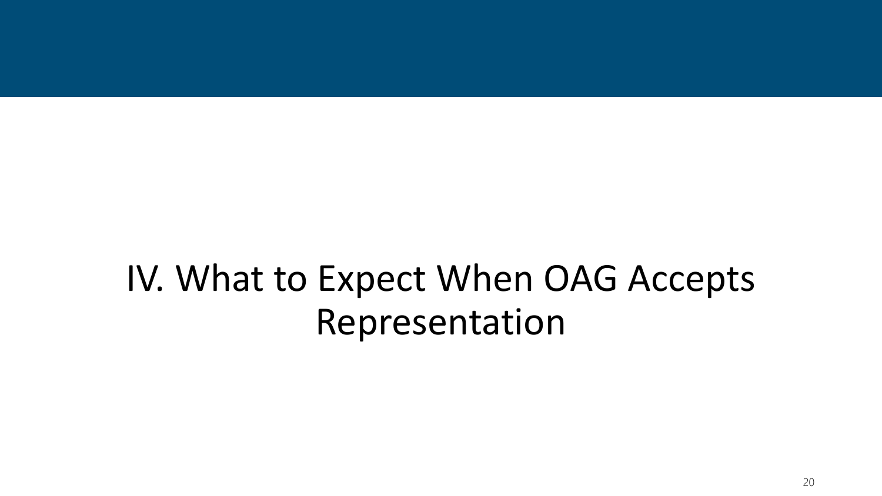# IV. What to Expect When OAG Accepts Representation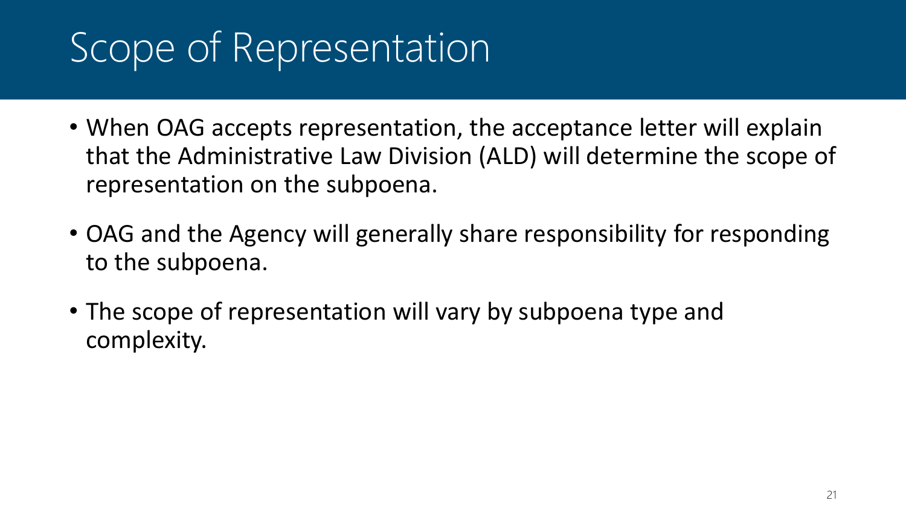# Scope of Representation

- When OAG accepts representation, the acceptance letter will explain that the Administrative Law Division (ALD) will determine the scope of representation on the subpoena.
- OAG and the Agency will generally share responsibility for responding to the subpoena.
- The scope of representation will vary by subpoena type and complexity.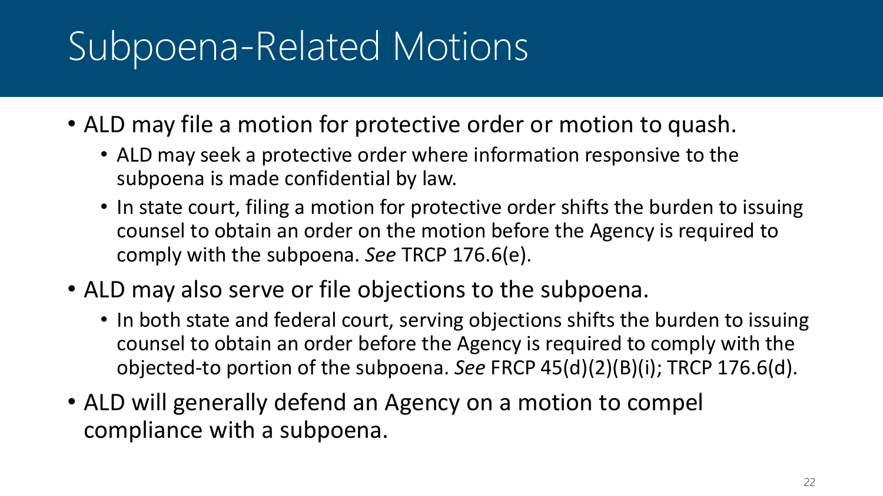# Subpoena-Related Motions

- ALD may file a motion for protective order or motion to quash.
  - ALD may seek a protective order where information responsive to the subpoena is made confidential by law.
  - In state court, filing a motion for protective order shifts the burden to issuing counsel to obtain an order on the motion before the Agency is required to comply with the subpoena. *See* TRCP 176.6(e).
- ALD may also serve or file objections to the subpoena.
  - In both state and federal court, serving objections shifts the burden to issuing counsel to obtain an order before the Agency is required to comply with the objected-to portion of the subpoena. *See* FRCP 45(d)(2)(B)(i); TRCP 176.6(d).
- ALD will generally defend an Agency on a motion to compel compliance with a subpoena.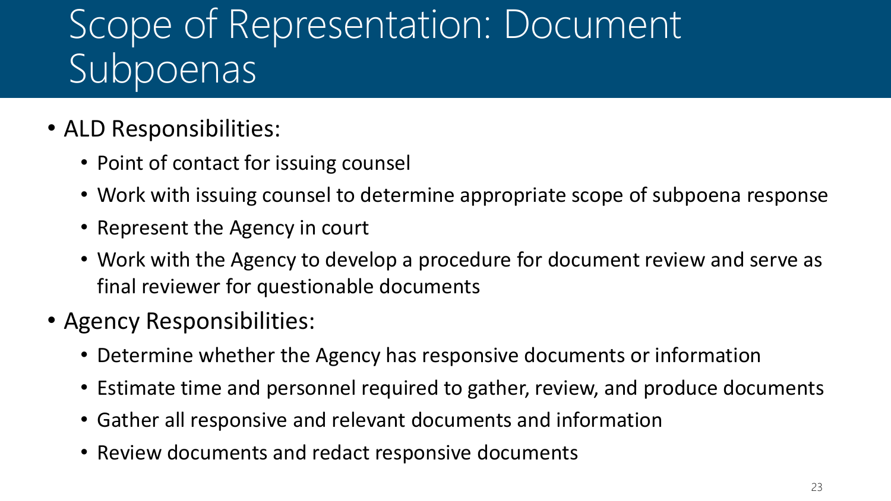# Scope of Representation: Document Subpoenas

- ALD Responsibilities:
  - Point of contact for issuing counsel
  - Work with issuing counsel to determine appropriate scope of subpoena response
  - Represent the Agency in court
  - Work with the Agency to develop a procedure for document review and serve as final reviewer for questionable documents
- Agency Responsibilities:
  - Determine whether the Agency has responsive documents or information
  - Estimate time and personnel required to gather, review, and produce documents
  - Gather all responsive and relevant documents and information
  - Review documents and redact responsive documents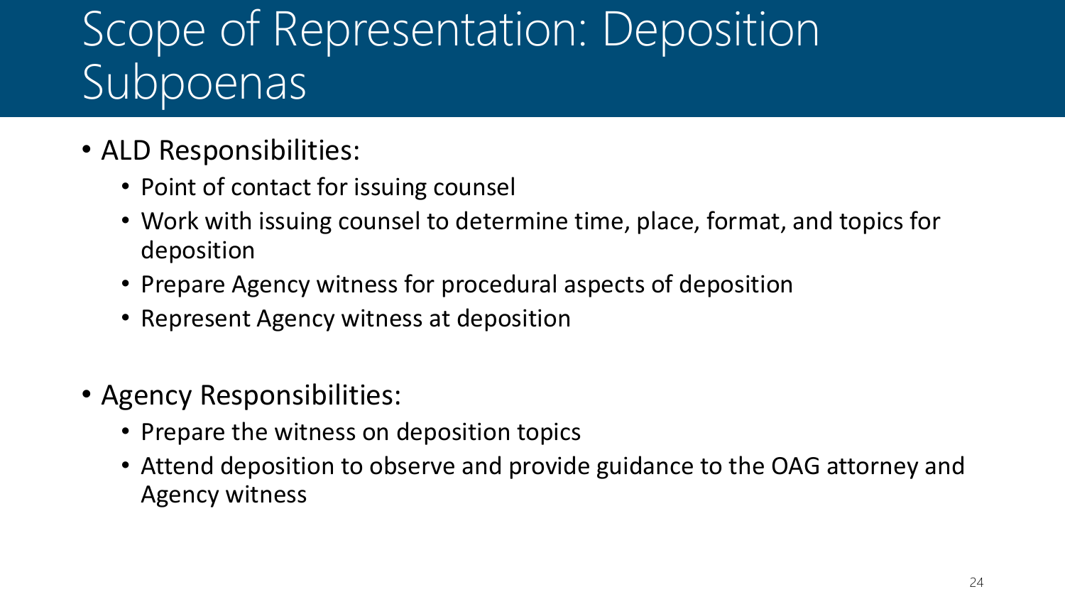# Scope of Representation: Deposition Subpoenas

- ALD Responsibilities:
  - Point of contact for issuing counsel
  - Work with issuing counsel to determine time, place, format, and topics for deposition
  - Prepare Agency witness for procedural aspects of deposition
  - Represent Agency witness at deposition

- Agency Responsibilities:
  - Prepare the witness on deposition topics
  - Attend deposition to observe and provide guidance to the OAG attorney and Agency witness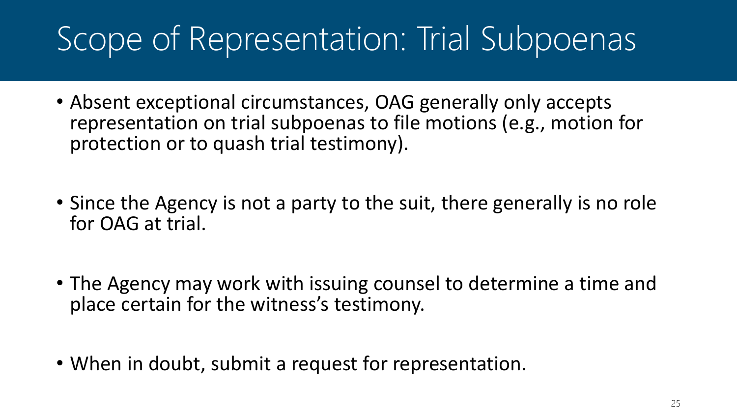# Scope of Representation: Trial Subpoenas

- Absent exceptional circumstances, OAG generally only accepts representation on trial subpoenas to file motions (e.g., motion for protection or to quash trial testimony).

- Since the Agency is not a party to the suit, there generally is no role for OAG at trial.

- The Agency may work with issuing counsel to determine a time and place certain for the witness's testimony.

- When in doubt, submit a request for representation.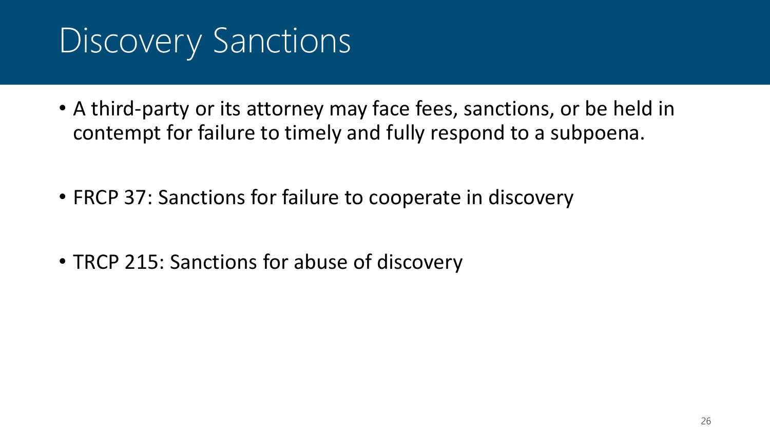# Discovery Sanctions

- A third-party or its attorney may face fees, sanctions, or be held in contempt for failure to timely and fully respond to a subpoena.
- FRCP 37: Sanctions for failure to cooperate in discovery
- TRCP 215: Sanctions for abuse of discovery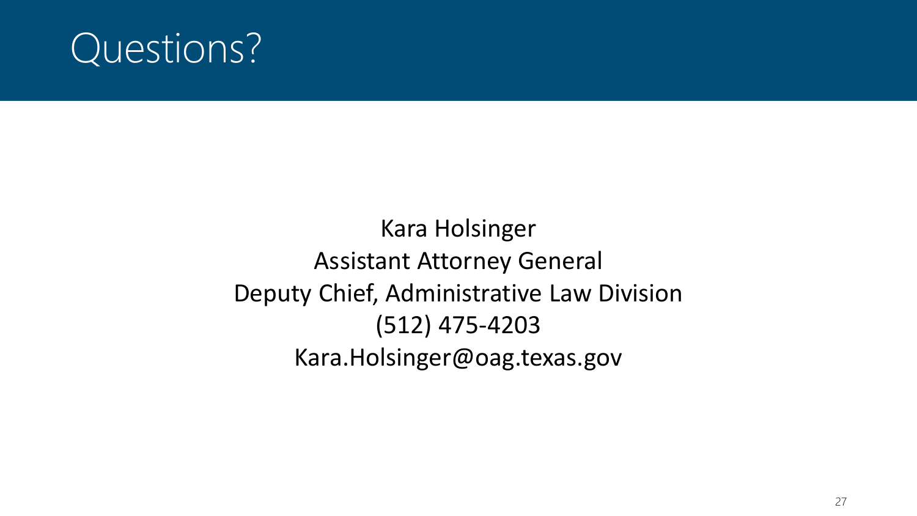# Questions?

Kara Holsinger
Assistant Attorney General
Deputy Chief, Administrative Law Division
(512) 475-4203
Kara.Holsinger@oag.texas.gov